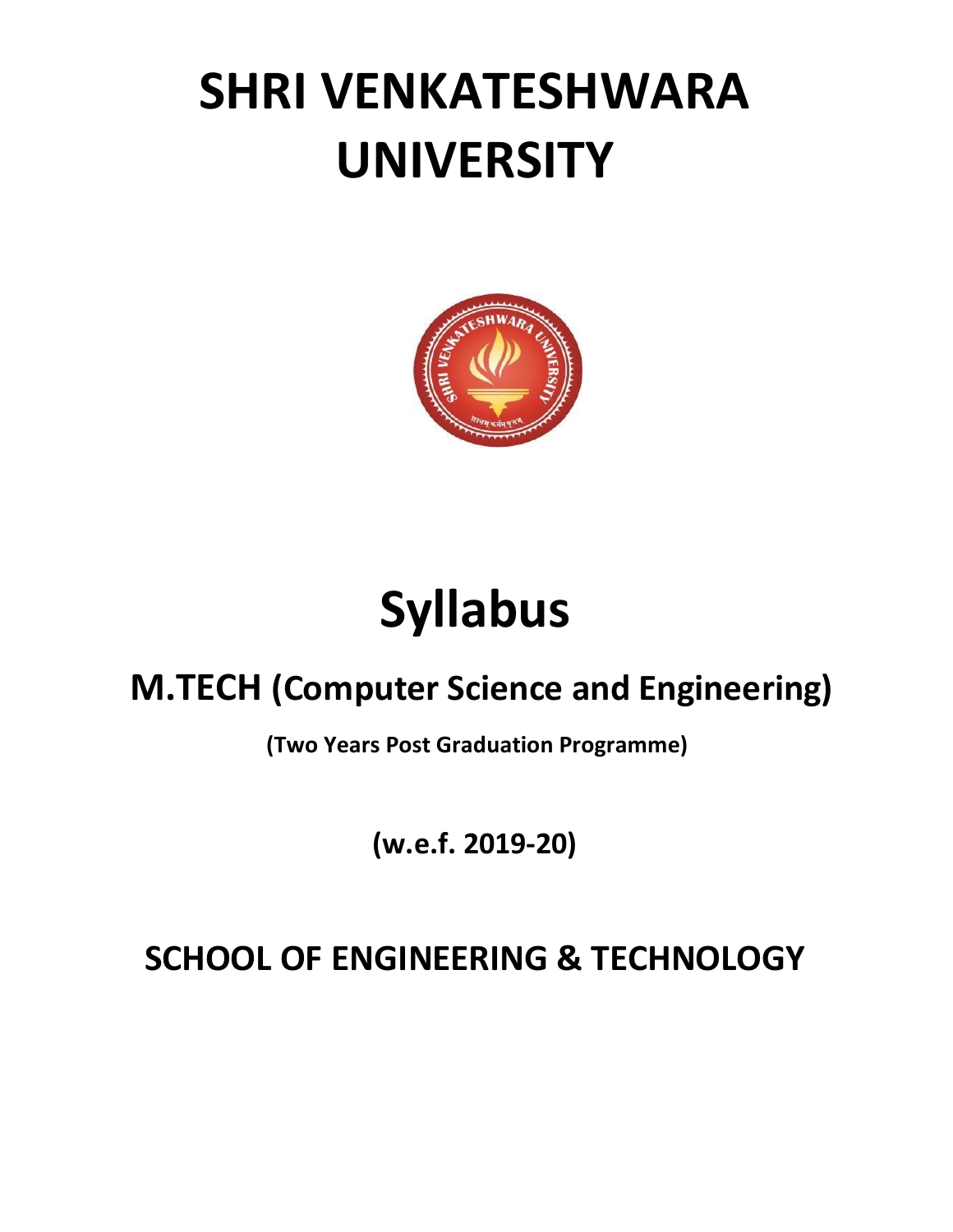# SHRI VENKATESHWARA UNIVERSITY

# Syllabus

## M.TECH (Computer Science and Engineering)

**(Two Years Post Graduation Programme)**

**(w.e.f. 2019-20)**

## SCHOOL OF ENGINEERING & TECHNOLOGY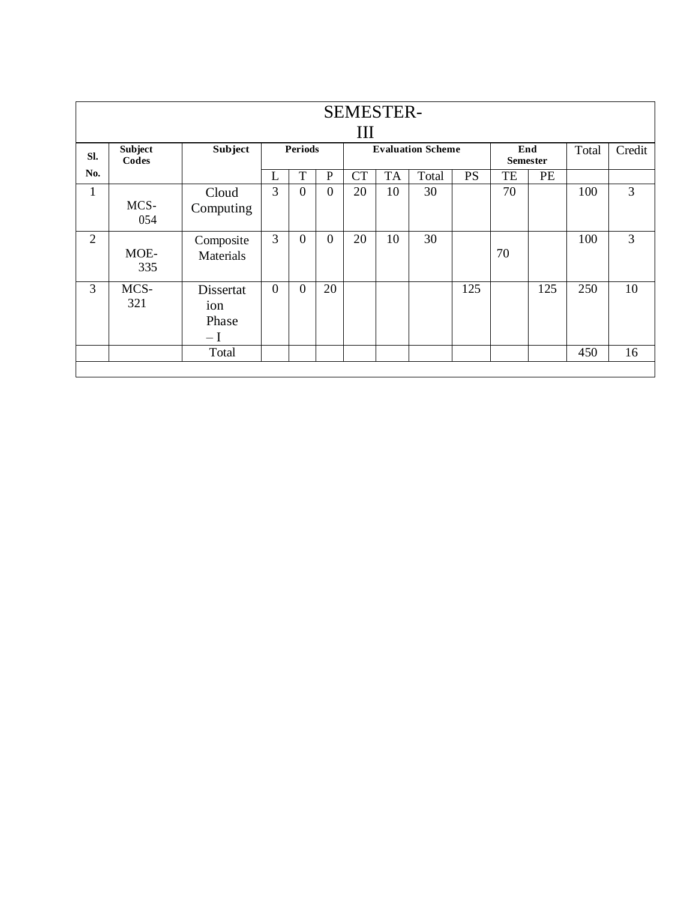| SEMESTER-III | | | | | | | | | | | | | | |
|---|---|---|---|---|---|---|---|---|---|---|---|---|---|---|
| Sl. No. | Subject Codes | Subject | Periods | | | Evaluation Scheme | | | | End Semester | | Total | Credit |
| | | | L | T | P | CT | TA | Total | PS | TE | PE | | |
| 1 | MCS-054 | Cloud Computing | 3 | 0 | 0 | 20 | 10 | 30 | | 70 | | 100 | 3 |
| 2 | MOE-335 | Composite Materials | 3 | 0 | 0 | 20 | 10 | 30 | | 70 | | 100 | 3 |
| 3 | MCS-321 | Dissertation Phase – I | 0 | 0 | 20 | | | | 125 | | 125 | 250 | 10 |
| | | Total | | | | | | | | | | 450 | 16 |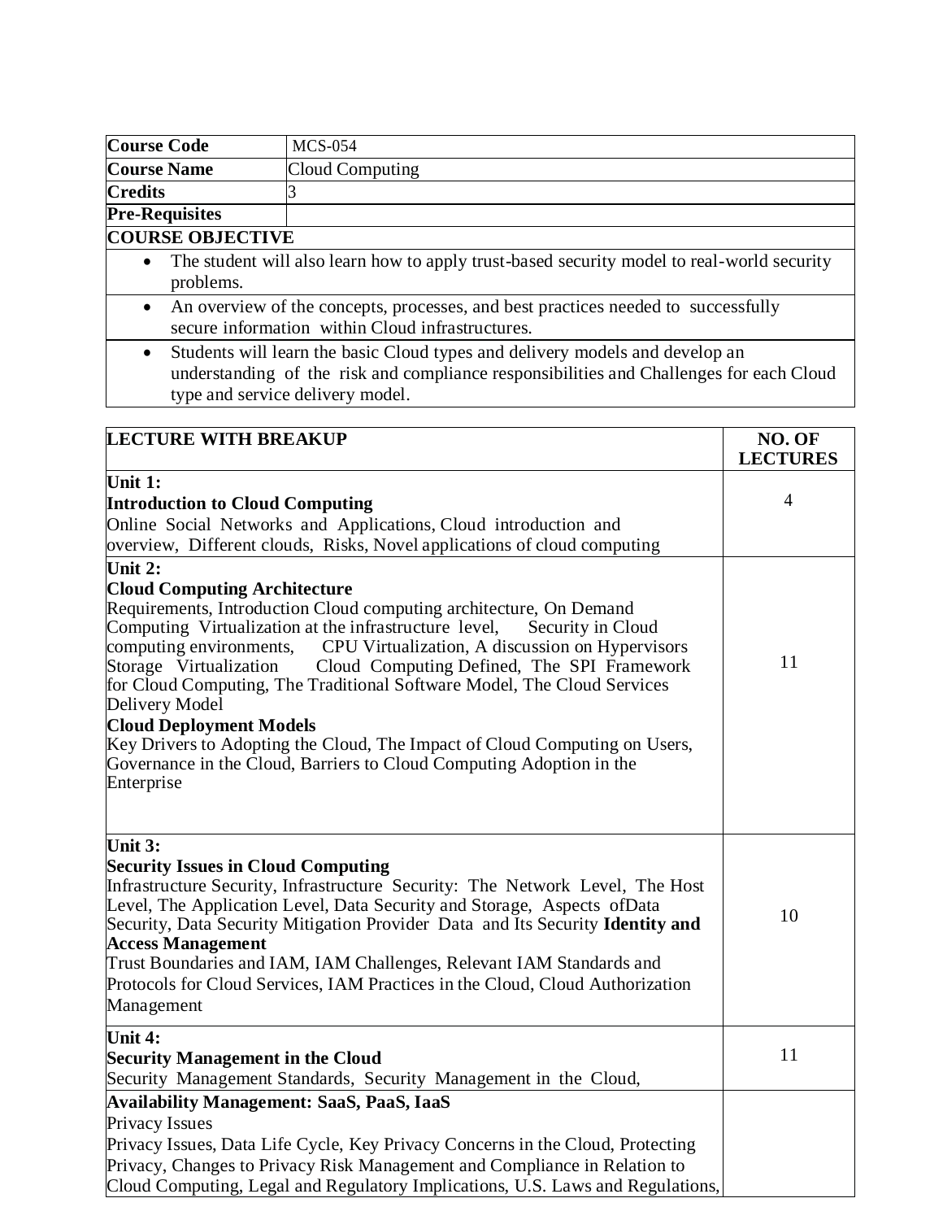| **Course Code** | MCS-054 |
|---|---|
| **Course Name** | Cloud Computing |
| **Credits** | 3 |
| **Pre-Requisites** | |

**COURSE OBJECTIVE**

- The student will also learn how to apply trust-based security model to real-world security problems.
- An overview of the concepts, processes, and best practices needed to successfully secure information within Cloud infrastructures.
- Students will learn the basic Cloud types and delivery models and develop an understanding of the risk and compliance responsibilities and Challenges for each Cloud type and service delivery model.

| **LECTURE WITH BREAKUP** | **NO. OF LECTURES** |
|---|---|
| **Unit 1:** <br> **Introduction to Cloud Computing** <br> Online Social Networks and Applications, Cloud introduction and overview, Different clouds, Risks, Novel applications of cloud computing | 4 |
| **Unit 2:** <br> **Cloud Computing Architecture** <br> Requirements, Introduction Cloud computing architecture, On Demand Computing Virtualization at the infrastructure level, Security in Cloud computing environments, CPU Virtualization, A discussion on Hypervisors Storage Virtualization Cloud Computing Defined, The SPI Framework for Cloud Computing, The Traditional Software Model, The Cloud Services Delivery Model <br> **Cloud Deployment Models** <br> Key Drivers to Adopting the Cloud, The Impact of Cloud Computing on Users, Governance in the Cloud, Barriers to Cloud Computing Adoption in the Enterprise | 11 |
| **Unit 3:** <br> **Security Issues in Cloud Computing** <br> Infrastructure Security, Infrastructure Security: The Network Level, The Host Level, The Application Level, Data Security and Storage, Aspects ofData Security, Data Security Mitigation Provider Data and Its Security **Identity and Access Management** <br> Trust Boundaries and IAM, IAM Challenges, Relevant IAM Standards and Protocols for Cloud Services, IAM Practices in the Cloud, Cloud Authorization Management | 10 |
| **Unit 4:** <br> **Security Management in the Cloud** <br> Security Management Standards, Security Management in the Cloud, | 11 |
| **Availability Management: SaaS, PaaS, IaaS** <br> Privacy Issues <br> Privacy Issues, Data Life Cycle, Key Privacy Concerns in the Cloud, Protecting Privacy, Changes to Privacy Risk Management and Compliance in Relation to Cloud Computing, Legal and Regulatory Implications, U.S. Laws and Regulations, | |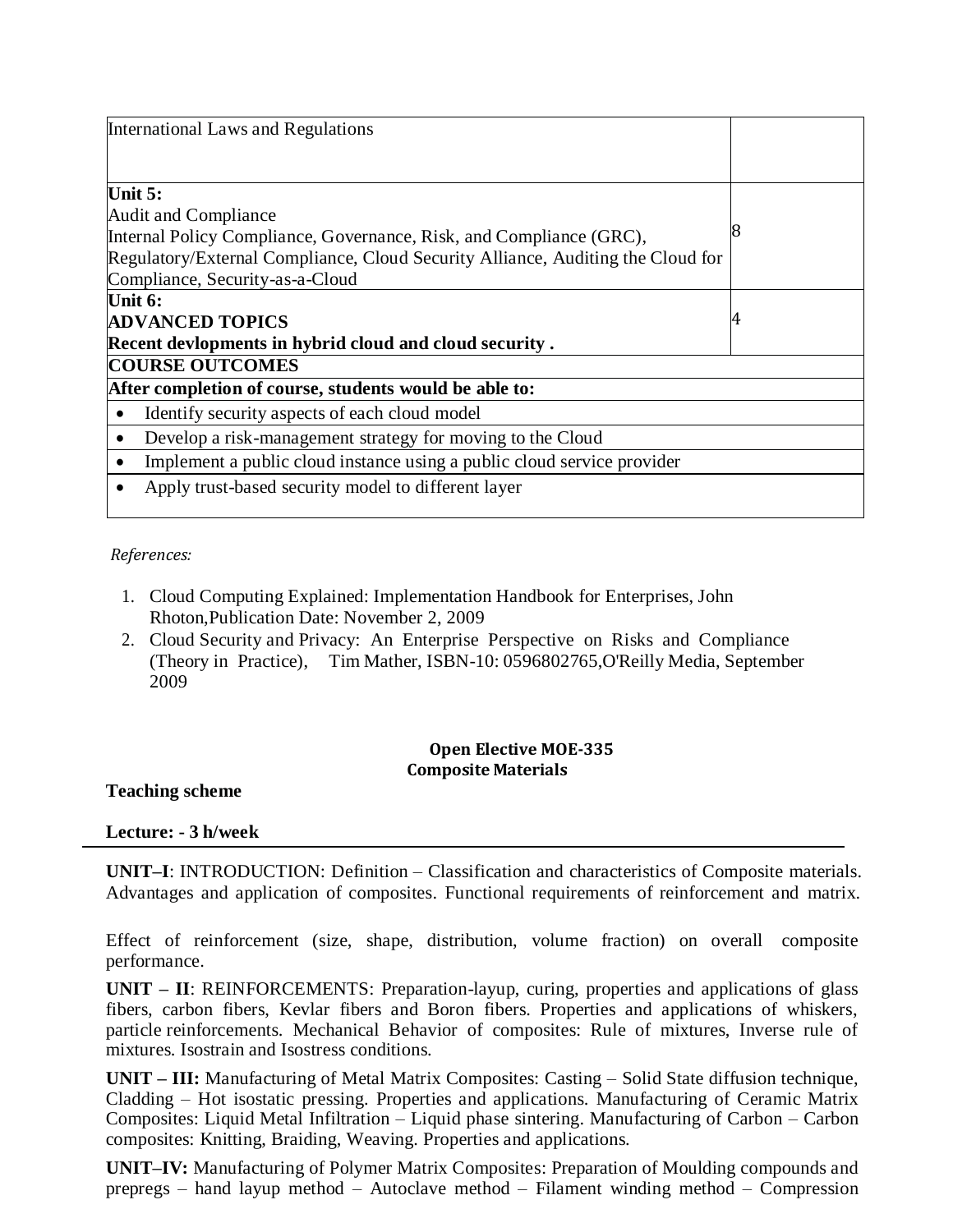| | |
|---|---|
| International Laws and Regulations | |
| **Unit 5:**<br>Audit and Compliance<br>Internal Policy Compliance, Governance, Risk, and Compliance (GRC), Regulatory/External Compliance, Cloud Security Alliance, Auditing the Cloud for Compliance, Security-as-a-Cloud | 8 |
| **Unit 6:**<br>**ADVANCED TOPICS**<br>**Recent devlopments in hybrid cloud and cloud security .** | 4 |
| **COURSE OUTCOMES** | |
| **After completion of course, students would be able to:** | |
| • Identify security aspects of each cloud model | |
| • Develop a risk-management strategy for moving to the Cloud | |
| • Implement a public cloud instance using a public cloud service provider | |
| • Apply trust-based security model to different layer | |

*References:*

1. Cloud Computing Explained: Implementation Handbook for Enterprises, John Rhoton,Publication Date: November 2, 2009
2. Cloud Security and Privacy: An Enterprise Perspective on Risks and Compliance (Theory in Practice), Tim Mather, ISBN-10: 0596802765,O'Reilly Media, September 2009

## Open Elective MOE-335
## Composite Materials

**Teaching scheme**

**Lecture: - 3 h/week**

**UNIT–I**: INTRODUCTION: Definition – Classification and characteristics of Composite materials. Advantages and application of composites. Functional requirements of reinforcement and matrix.

Effect of reinforcement (size, shape, distribution, volume fraction) on overall composite performance.

**UNIT – II**: REINFORCEMENTS: Preparation-layup, curing, properties and applications of glass fibers, carbon fibers, Kevlar fibers and Boron fibers. Properties and applications of whiskers, particle reinforcements. Mechanical Behavior of composites: Rule of mixtures, Inverse rule of mixtures. Isostrain and Isostress conditions.

**UNIT – III:** Manufacturing of Metal Matrix Composites: Casting – Solid State diffusion technique, Cladding – Hot isostatic pressing. Properties and applications. Manufacturing of Ceramic Matrix Composites: Liquid Metal Infiltration – Liquid phase sintering. Manufacturing of Carbon – Carbon composites: Knitting, Braiding, Weaving. Properties and applications.

**UNIT–IV:** Manufacturing of Polymer Matrix Composites: Preparation of Moulding compounds and prepregs – hand layup method – Autoclave method – Filament winding method – Compression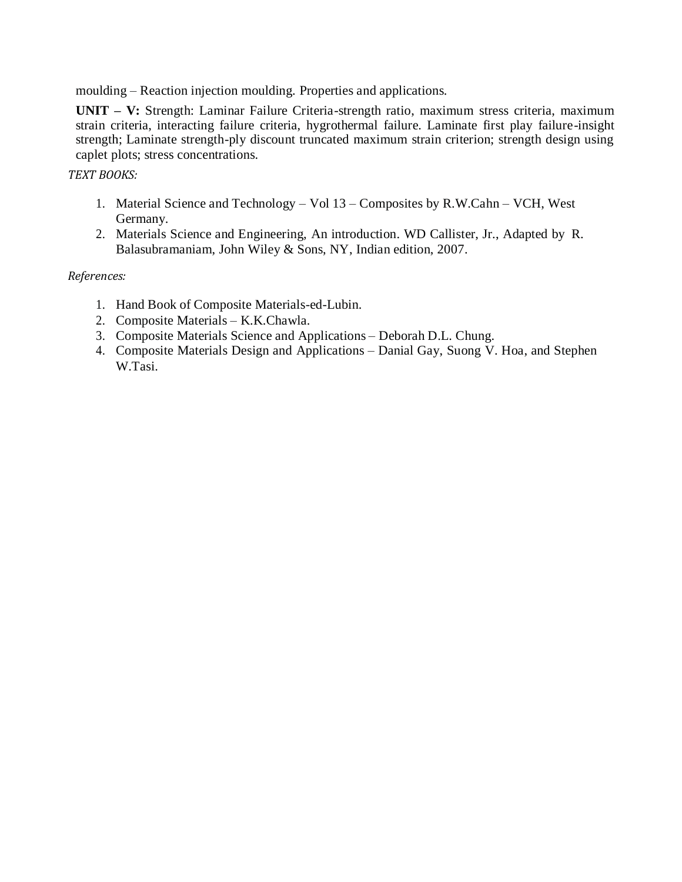moulding – Reaction injection moulding. Properties and applications.

**UNIT – V:** Strength: Laminar Failure Criteria-strength ratio, maximum stress criteria, maximum strain criteria, interacting failure criteria, hygrothermal failure. Laminate first play failure-insight strength; Laminate strength-ply discount truncated maximum strain criterion; strength design using caplet plots; stress concentrations.

*TEXT BOOKS:*

1. Material Science and Technology – Vol 13 – Composites by R.W.Cahn – VCH, West Germany.
2. Materials Science and Engineering, An introduction. WD Callister, Jr., Adapted by R. Balasubramaniam, John Wiley & Sons, NY, Indian edition, 2007.

*References:*

1. Hand Book of Composite Materials-ed-Lubin.
2. Composite Materials – K.K.Chawla.
3. Composite Materials Science and Applications – Deborah D.L. Chung.
4. Composite Materials Design and Applications – Danial Gay, Suong V. Hoa, and Stephen W.Tasi.